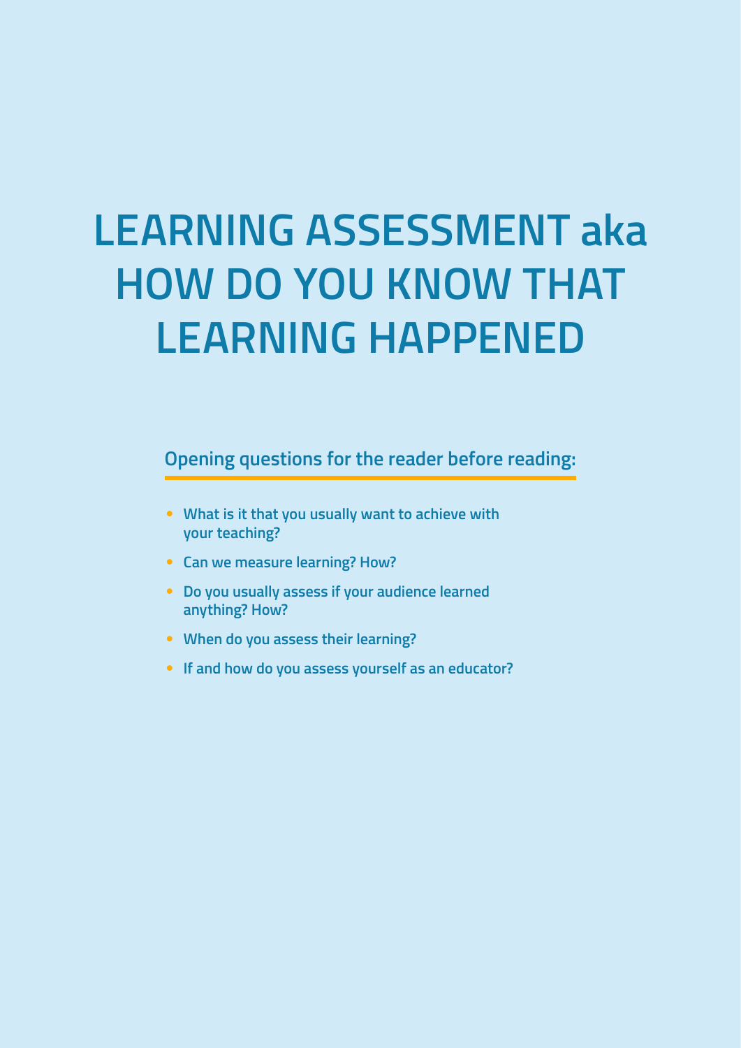# LEARNING ASSESSMENT aka HOW DO YOU KNOW THAT LEARNING HAPPENED

## Opening questions for the reader before reading:

- What is it that you usually want to achieve with your teaching?
- Can we measure learning? How?
- Do you usually assess if your audience learned anything? How?
- When do you assess their learning?
- If and how do you assess yourself as an educator?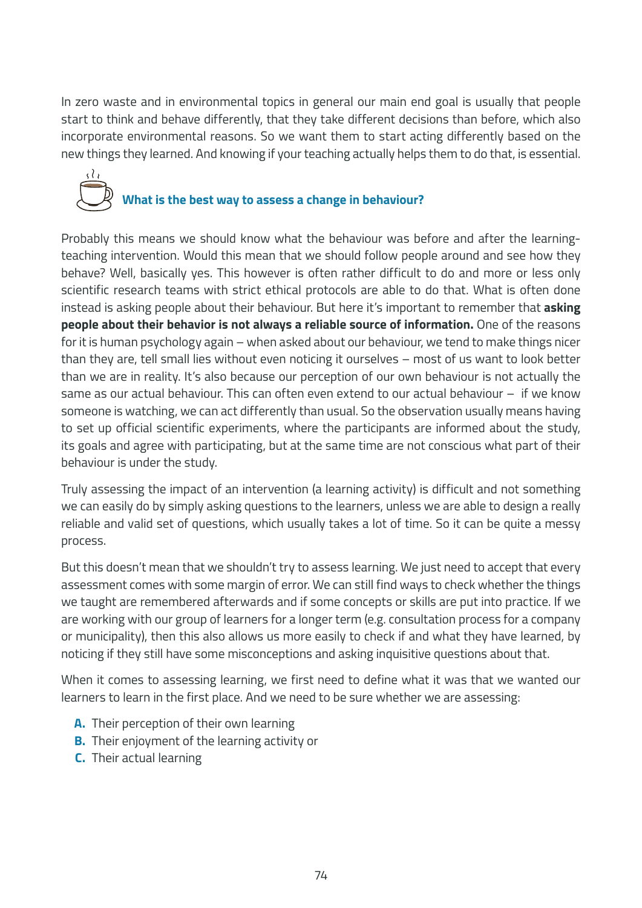In zero waste and in environmental topics in general our main end goal is usually that people start to think and behave differently, that they take different decisions than before, which also incorporate environmental reasons. So we want them to start acting differently based on the new things they learned. And knowing if your teaching actually helps them to do that, is essential.

### What is the best way to assess a change in behaviour?

Probably this means we should know what the behaviour was before and after the learning-teaching intervention. Would this mean that we should follow people around and see how they behave? Well, basically yes. This however is often rather difficult to do and more or less only scientific research teams with strict ethical protocols are able to do that. What is often done instead is asking people about their behaviour. But here it's important to remember that **asking people about their behavior is not always a reliable source of information.** One of the reasons for it is human psychology again – when asked about our behaviour, we tend to make things nicer than they are, tell small lies without even noticing it ourselves – most of us want to look better than we are in reality. It's also because our perception of our own behaviour is not actually the same as our actual behaviour. This can often even extend to our actual behaviour – if we know someone is watching, we can act differently than usual. So the observation usually means having to set up official scientific experiments, where the participants are informed about the study, its goals and agree with participating, but at the same time are not conscious what part of their behaviour is under the study.

Truly assessing the impact of an intervention (a learning activity) is difficult and not something we can easily do by simply asking questions to the learners, unless we are able to design a really reliable and valid set of questions, which usually takes a lot of time. So it can be quite a messy process.

But this doesn't mean that we shouldn't try to assess learning. We just need to accept that every assessment comes with some margin of error. We can still find ways to check whether the things we taught are remembered afterwards and if some concepts or skills are put into practice. If we are working with our group of learners for a longer term (e.g. consultation process for a company or municipality), then this also allows us more easily to check if and what they have learned, by noticing if they still have some misconceptions and asking inquisitive questions about that.

When it comes to assessing learning, we first need to define what it was that we wanted our learners to learn in the first place. And we need to be sure whether we are assessing:

- **A.** Their perception of their own learning
- **B.** Their enjoyment of the learning activity or
- **C.** Their actual learning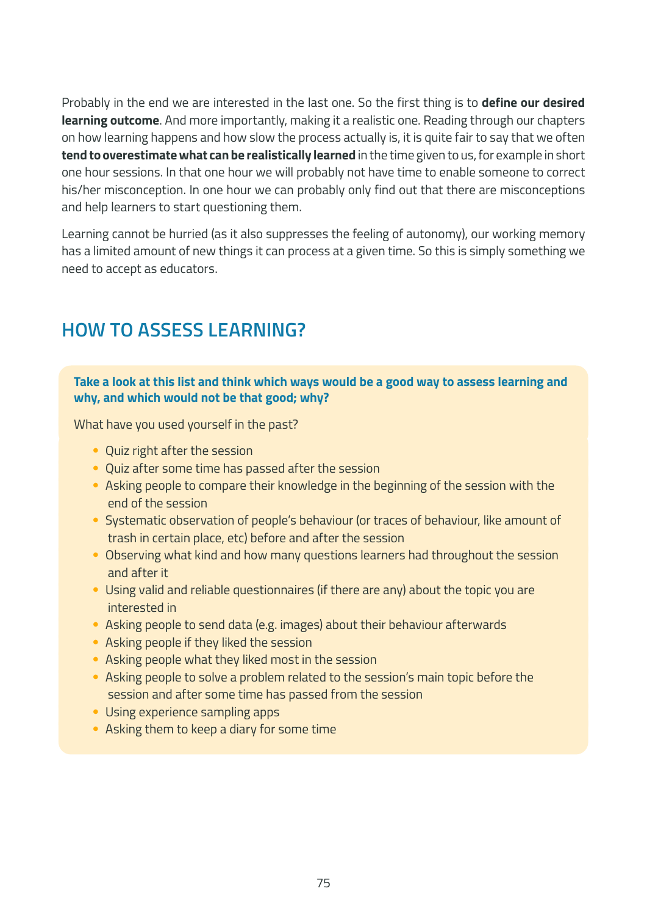Probably in the end we are interested in the last one. So the first thing is to **define our desired learning outcome**. And more importantly, making it a realistic one. Reading through our chapters on how learning happens and how slow the process actually is, it is quite fair to say that we often **tend to overestimate what can be realistically learned** in the time given to us, for example in short one hour sessions. In that one hour we will probably not have time to enable someone to correct his/her misconception. In one hour we can probably only find out that there are misconceptions and help learners to start questioning them.

Learning cannot be hurried (as it also suppresses the feeling of autonomy), our working memory has a limited amount of new things it can process at a given time. So this is simply something we need to accept as educators.

## HOW TO ASSESS LEARNING?

**Take a look at this list and think which ways would be a good way to assess learning and why, and which would not be that good; why?**

What have you used yourself in the past?

- Quiz right after the session
- Quiz after some time has passed after the session
- Asking people to compare their knowledge in the beginning of the session with the end of the session
- Systematic observation of people's behaviour (or traces of behaviour, like amount of trash in certain place, etc) before and after the session
- Observing what kind and how many questions learners had throughout the session and after it
- Using valid and reliable questionnaires (if there are any) about the topic you are interested in
- Asking people to send data (e.g. images) about their behaviour afterwards
- Asking people if they liked the session
- Asking people what they liked most in the session
- Asking people to solve a problem related to the session's main topic before the session and after some time has passed from the session
- Using experience sampling apps
- Asking them to keep a diary for some time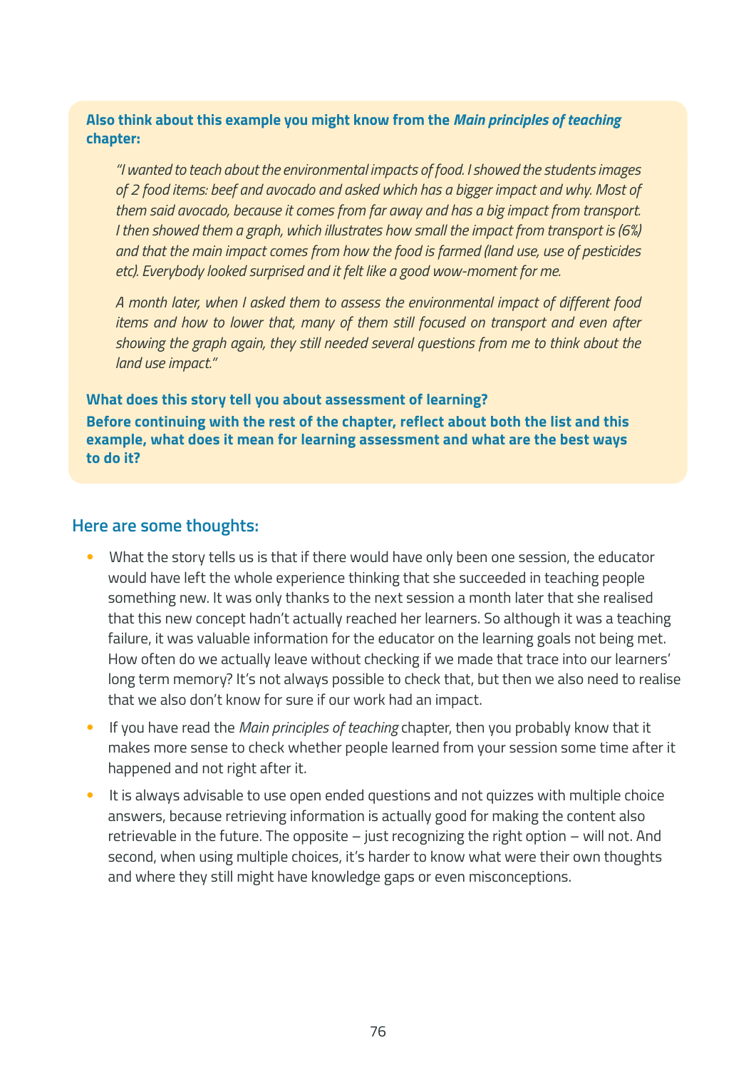**Also think about this example you might know from the *Main principles of teaching* chapter:**

> *"I wanted to teach about the environmental impacts of food. I showed the students images of 2 food items: beef and avocado and asked which has a bigger impact and why. Most of them said avocado, because it comes from far away and has a big impact from transport. I then showed them a graph, which illustrates how small the impact from transport is (6%) and that the main impact comes from how the food is farmed (land use, use of pesticides etc). Everybody looked surprised and it felt like a good wow-moment for me.*
>
> *A month later, when I asked them to assess the environmental impact of different food items and how to lower that, many of them still focused on transport and even after showing the graph again, they still needed several questions from me to think about the land use impact."*

**What does this story tell you about assessment of learning?**

**Before continuing with the rest of the chapter, reflect about both the list and this example, what does it mean for learning assessment and what are the best ways to do it?**

## Here are some thoughts:

- What the story tells us is that if there would have only been one session, the educator would have left the whole experience thinking that she succeeded in teaching people something new. It was only thanks to the next session a month later that she realised that this new concept hadn't actually reached her learners. So although it was a teaching failure, it was valuable information for the educator on the learning goals not being met. How often do we actually leave without checking if we made that trace into our learners' long term memory? It's not always possible to check that, but then we also need to realise that we also don't know for sure if our work had an impact.
- If you have read the *Main principles of teaching* chapter, then you probably know that it makes more sense to check whether people learned from your session some time after it happened and not right after it.
- It is always advisable to use open ended questions and not quizzes with multiple choice answers, because retrieving information is actually good for making the content also retrievable in the future. The opposite – just recognizing the right option – will not. And second, when using multiple choices, it's harder to know what were their own thoughts and where they still might have knowledge gaps or even misconceptions.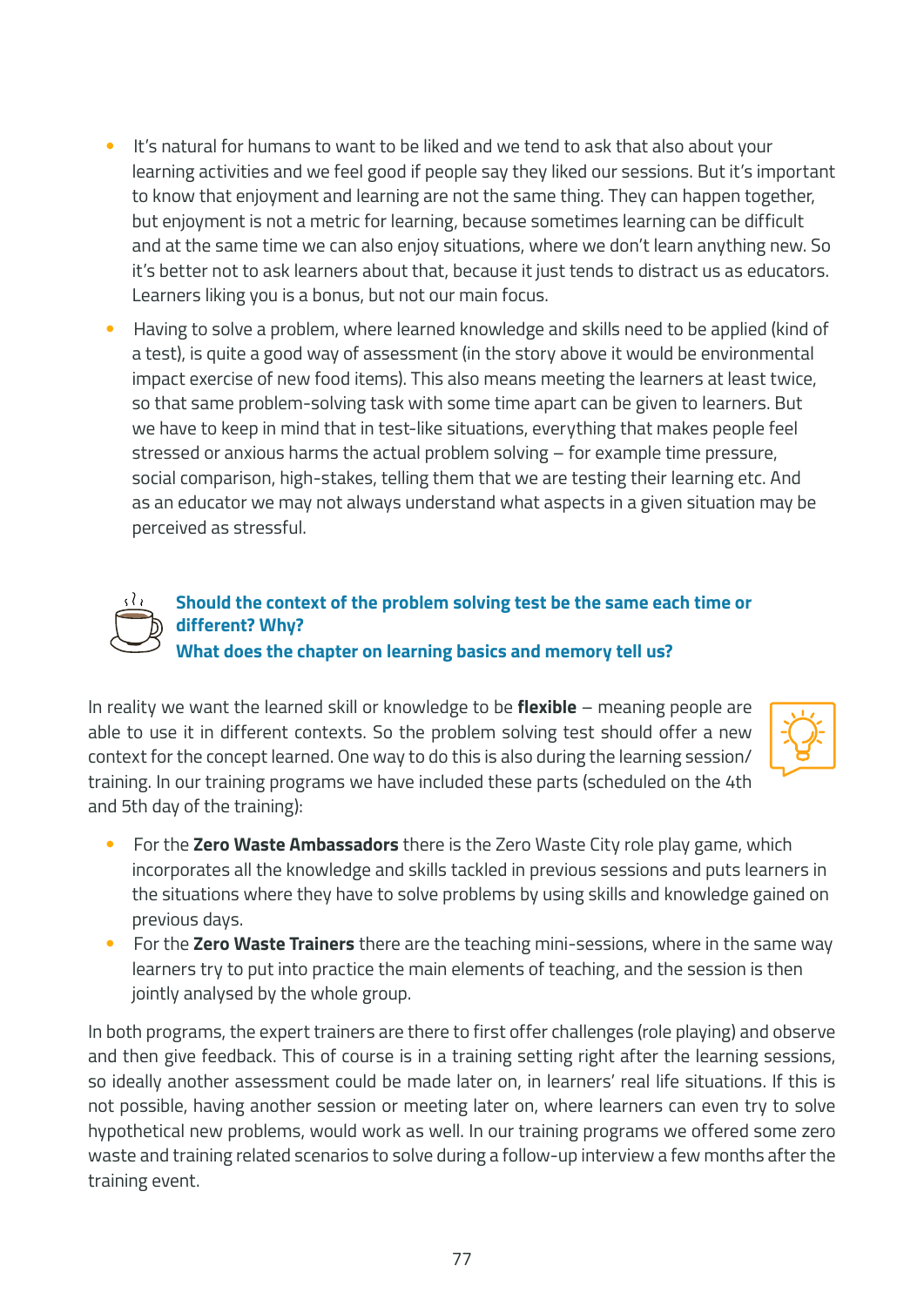- It's natural for humans to want to be liked and we tend to ask that also about your learning activities and we feel good if people say they liked our sessions. But it's important to know that enjoyment and learning are not the same thing. They can happen together, but enjoyment is not a metric for learning, because sometimes learning can be difficult and at the same time we can also enjoy situations, where we don't learn anything new. So it's better not to ask learners about that, because it just tends to distract us as educators. Learners liking you is a bonus, but not our main focus.
- Having to solve a problem, where learned knowledge and skills need to be applied (kind of a test), is quite a good way of assessment (in the story above it would be environmental impact exercise of new food items). This also means meeting the learners at least twice, so that same problem-solving task with some time apart can be given to learners. But we have to keep in mind that in test-like situations, everything that makes people feel stressed or anxious harms the actual problem solving – for example time pressure, social comparison, high-stakes, telling them that we are testing their learning etc. And as an educator we may not always understand what aspects in a given situation may be perceived as stressful.

**Should the context of the problem solving test be the same each time or different? Why?**
**What does the chapter on learning basics and memory tell us?**

In reality we want the learned skill or knowledge to be **flexible** – meaning people are able to use it in different contexts. So the problem solving test should offer a new context for the concept learned. One way to do this is also during the learning session/training. In our training programs we have included these parts (scheduled on the 4th and 5th day of the training):

- For the **Zero Waste Ambassadors** there is the Zero Waste City role play game, which incorporates all the knowledge and skills tackled in previous sessions and puts learners in the situations where they have to solve problems by using skills and knowledge gained on previous days.
- For the **Zero Waste Trainers** there are the teaching mini-sessions, where in the same way learners try to put into practice the main elements of teaching, and the session is then jointly analysed by the whole group.

In both programs, the expert trainers are there to first offer challenges (role playing) and observe and then give feedback. This of course is in a training setting right after the learning sessions, so ideally another assessment could be made later on, in learners' real life situations. If this is not possible, having another session or meeting later on, where learners can even try to solve hypothetical new problems, would work as well. In our training programs we offered some zero waste and training related scenarios to solve during a follow-up interview a few months after the training event.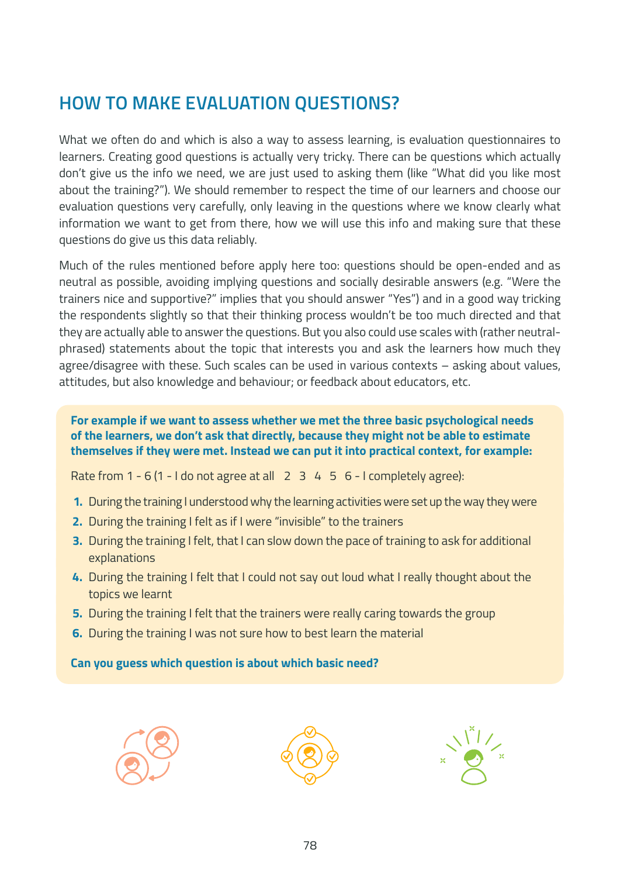## HOW TO MAKE EVALUATION QUESTIONS?

What we often do and which is also a way to assess learning, is evaluation questionnaires to learners. Creating good questions is actually very tricky. There can be questions which actually don't give us the info we need, we are just used to asking them (like "What did you like most about the training?"). We should remember to respect the time of our learners and choose our evaluation questions very carefully, only leaving in the questions where we know clearly what information we want to get from there, how we will use this info and making sure that these questions do give us this data reliably.

Much of the rules mentioned before apply here too: questions should be open-ended and as neutral as possible, avoiding implying questions and socially desirable answers (e.g. "Were the trainers nice and supportive?" implies that you should answer "Yes") and in a good way tricking the respondents slightly so that their thinking process wouldn't be too much directed and that they are actually able to answer the questions. But you also could use scales with (rather neutral-phrased) statements about the topic that interests you and ask the learners how much they agree/disagree with these. Such scales can be used in various contexts – asking about values, attitudes, but also knowledge and behaviour; or feedback about educators, etc.

**For example if we want to assess whether we met the three basic psychological needs of the learners, we don't ask that directly, because they might not be able to estimate themselves if they were met. Instead we can put it into practical context, for example:**

Rate from 1 - 6 (1 - I do not agree at all 2 3 4 5 6 - I completely agree):

1. During the training I understood why the learning activities were set up the way they were
2. During the training I felt as if I were "invisible" to the trainers
3. During the training I felt, that I can slow down the pace of training to ask for additional explanations
4. During the training I felt that I could not say out loud what I really thought about the topics we learnt
5. During the training I felt that the trainers were really caring towards the group
6. During the training I was not sure how to best learn the material

**Can you guess which question is about which basic need?**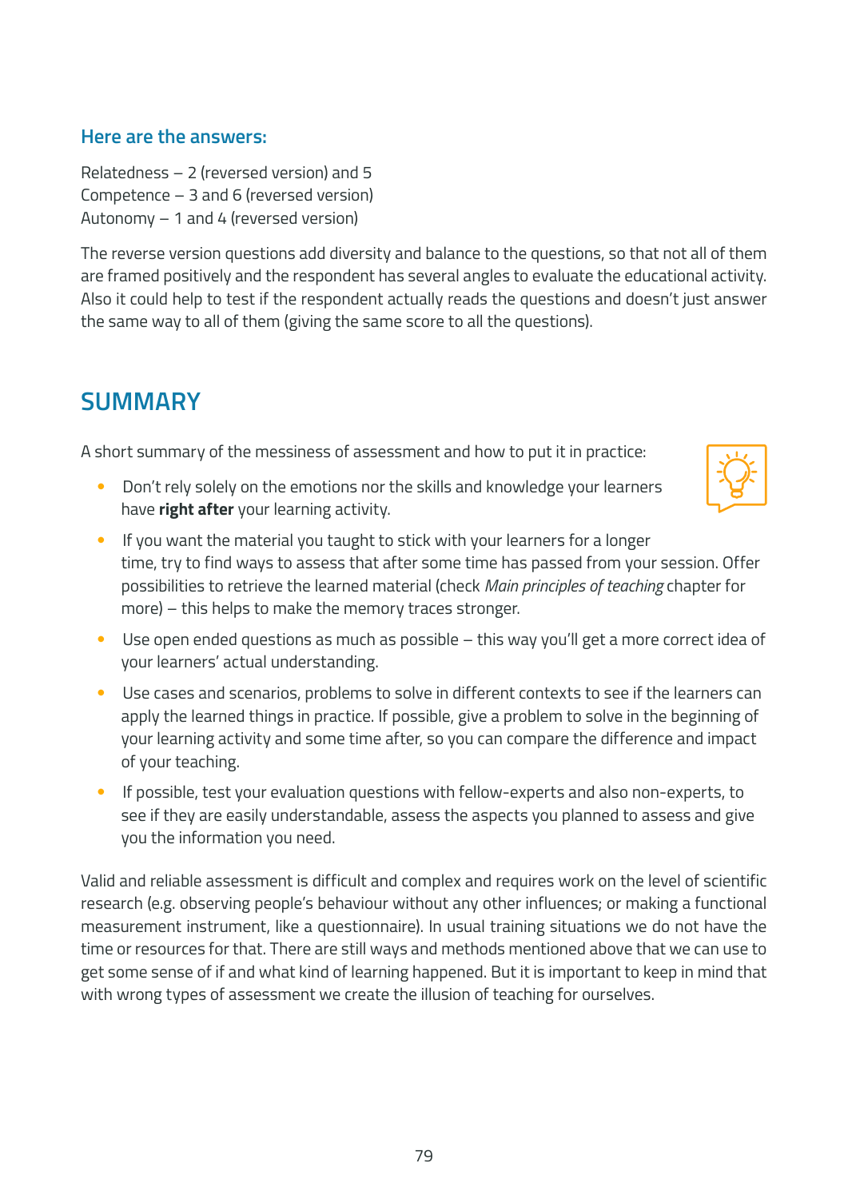### Here are the answers:

Relatedness – 2 (reversed version) and 5
Competence – 3 and 6 (reversed version)
Autonomy – 1 and 4 (reversed version)

The reverse version questions add diversity and balance to the questions, so that not all of them are framed positively and the respondent has several angles to evaluate the educational activity. Also it could help to test if the respondent actually reads the questions and doesn't just answer the same way to all of them (giving the same score to all the questions).

## SUMMARY

A short summary of the messiness of assessment and how to put it in practice:

- Don't rely solely on the emotions nor the skills and knowledge your learners have **right after** your learning activity.
- If you want the material you taught to stick with your learners for a longer time, try to find ways to assess that after some time has passed from your session. Offer possibilities to retrieve the learned material (check *Main principles of teaching* chapter for more) – this helps to make the memory traces stronger.
- Use open ended questions as much as possible – this way you'll get a more correct idea of your learners' actual understanding.
- Use cases and scenarios, problems to solve in different contexts to see if the learners can apply the learned things in practice. If possible, give a problem to solve in the beginning of your learning activity and some time after, so you can compare the difference and impact of your teaching.
- If possible, test your evaluation questions with fellow-experts and also non-experts, to see if they are easily understandable, assess the aspects you planned to assess and give you the information you need.

Valid and reliable assessment is difficult and complex and requires work on the level of scientific research (e.g. observing people's behaviour without any other influences; or making a functional measurement instrument, like a questionnaire). In usual training situations we do not have the time or resources for that. There are still ways and methods mentioned above that we can use to get some sense of if and what kind of learning happened. But it is important to keep in mind that with wrong types of assessment we create the illusion of teaching for ourselves.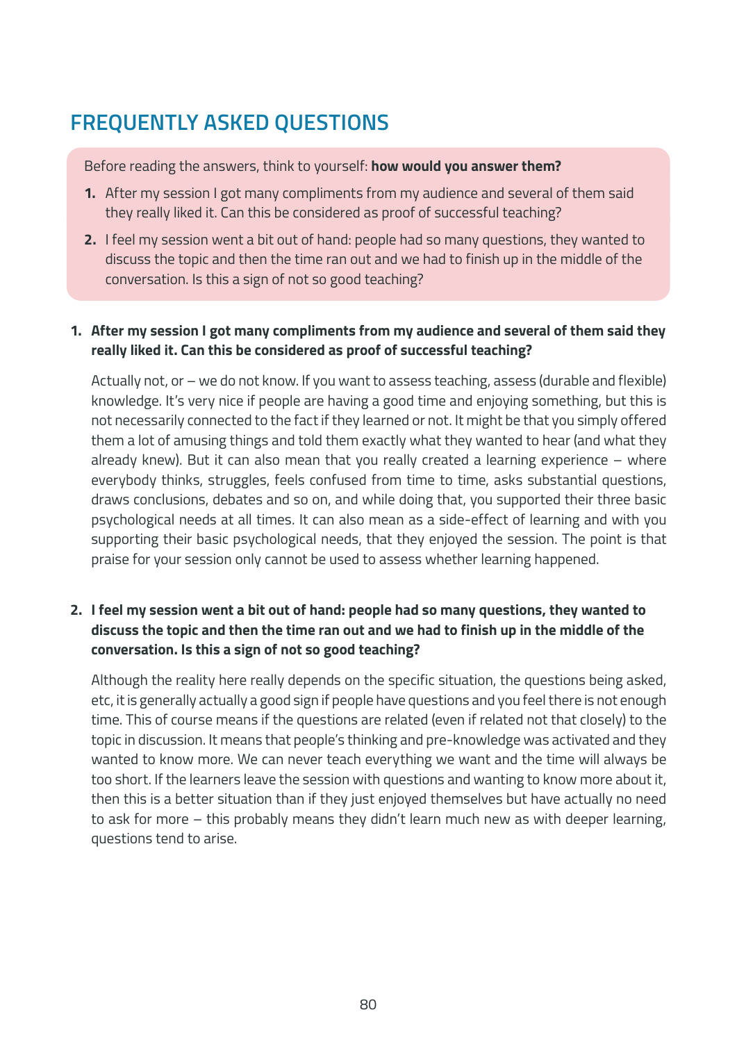## FREQUENTLY ASKED QUESTIONS

Before reading the answers, think to yourself: **how would you answer them?**

1. After my session I got many compliments from my audience and several of them said they really liked it. Can this be considered as proof of successful teaching?
2. I feel my session went a bit out of hand: people had so many questions, they wanted to discuss the topic and then the time ran out and we had to finish up in the middle of the conversation. Is this a sign of not so good teaching?

1. **After my session I got many compliments from my audience and several of them said they really liked it. Can this be considered as proof of successful teaching?**

   Actually not, or – we do not know. If you want to assess teaching, assess (durable and flexible) knowledge. It's very nice if people are having a good time and enjoying something, but this is not necessarily connected to the fact if they learned or not. It might be that you simply offered them a lot of amusing things and told them exactly what they wanted to hear (and what they already knew). But it can also mean that you really created a learning experience – where everybody thinks, struggles, feels confused from time to time, asks substantial questions, draws conclusions, debates and so on, and while doing that, you supported their three basic psychological needs at all times. It can also mean as a side-effect of learning and with you supporting their basic psychological needs, that they enjoyed the session. The point is that praise for your session only cannot be used to assess whether learning happened.

2. **I feel my session went a bit out of hand: people had so many questions, they wanted to discuss the topic and then the time ran out and we had to finish up in the middle of the conversation. Is this a sign of not so good teaching?**

   Although the reality here really depends on the specific situation, the questions being asked, etc, it is generally actually a good sign if people have questions and you feel there is not enough time. This of course means if the questions are related (even if related not that closely) to the topic in discussion. It means that people's thinking and pre-knowledge was activated and they wanted to know more. We can never teach everything we want and the time will always be too short. If the learners leave the session with questions and wanting to know more about it, then this is a better situation than if they just enjoyed themselves but have actually no need to ask for more – this probably means they didn't learn much new as with deeper learning, questions tend to arise.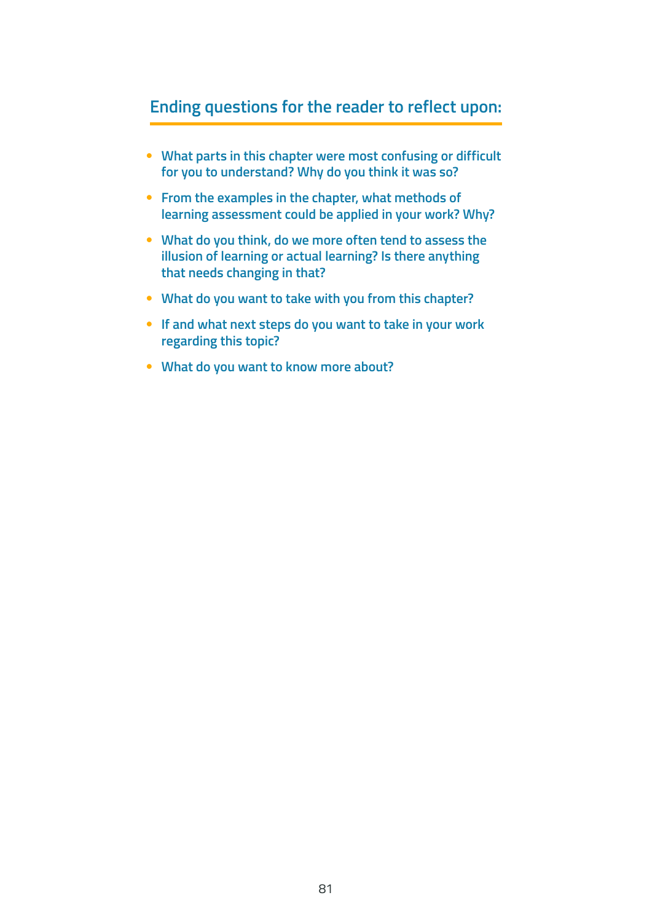## Ending questions for the reader to reflect upon:

- What parts in this chapter were most confusing or difficult for you to understand? Why do you think it was so?
- From the examples in the chapter, what methods of learning assessment could be applied in your work? Why?
- What do you think, do we more often tend to assess the illusion of learning or actual learning? Is there anything that needs changing in that?
- What do you want to take with you from this chapter?
- If and what next steps do you want to take in your work regarding this topic?
- What do you want to know more about?